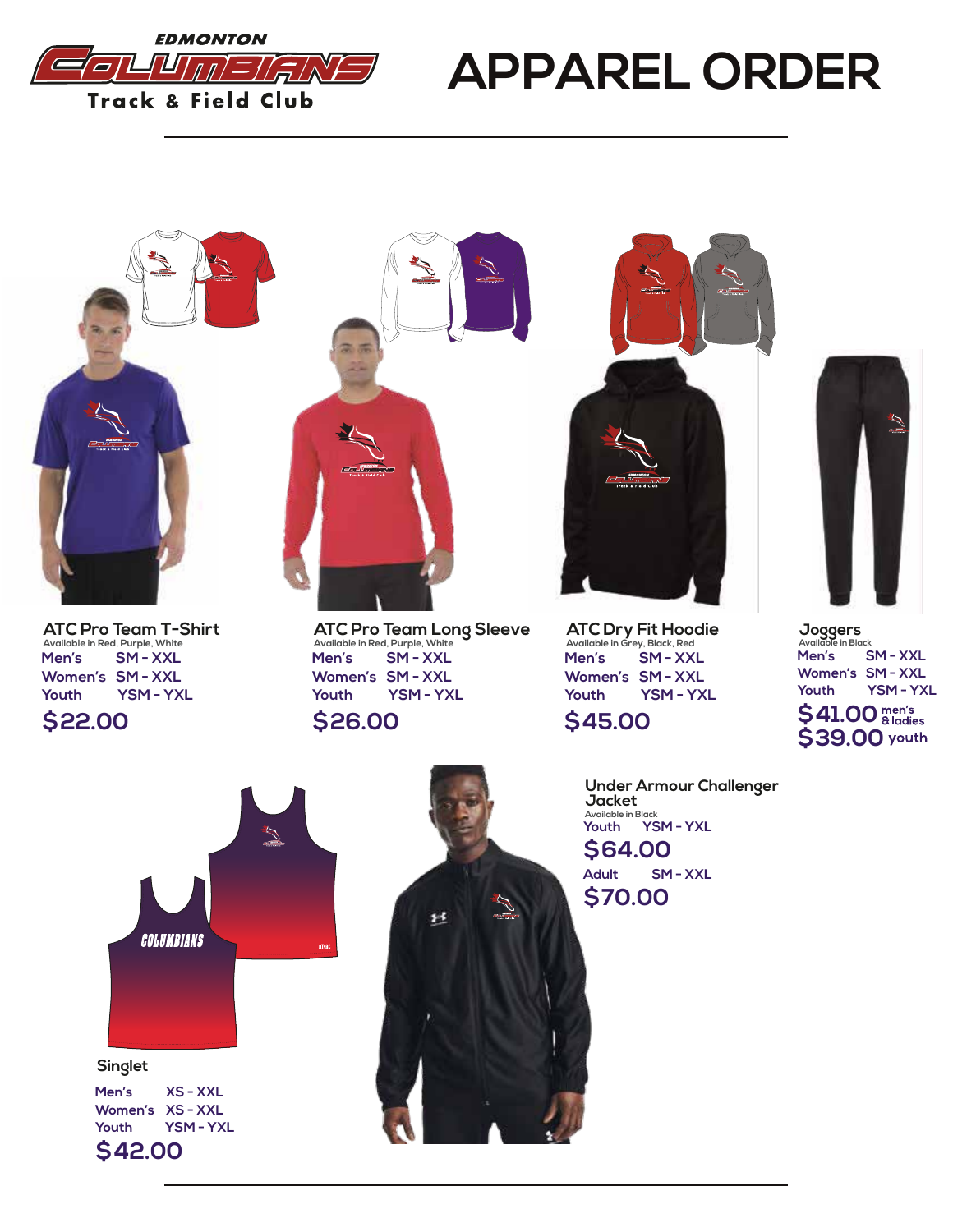EDMONTON COLUMBIANS Track & Field Club

# APPAREL ORDER

### ATC Pro Team T-Shirt
Available in Red, Purple, White

Men's SM - XXL
Women's SM - XXL
Youth YSM - YXL

**$22.00**

### ATC Pro Team Long Sleeve
Available in Red, Purple, White

Men's SM - XXL
Women's SM - XXL
Youth YSM - YXL

**$26.00**

### ATC Dry Fit Hoodie
Available in Grey, Black, Red

Men's SM - XXL
Women's SM - XXL
Youth YSM - YXL

**$45.00**

### Joggers
Available in Black

Men's SM - XXL
Women's SM - XXL
Youth YSM - YXL

**$41.00** men's & ladies
**$39.00** youth

### Under Armour Challenger Jacket
Available in Black

Youth YSM - YXL
**$64.00**

Adult SM - XXL
**$70.00**

### Singlet

Men's XS - XXL
Women's XS - XXL
Youth YSM - YXL

**$42.00**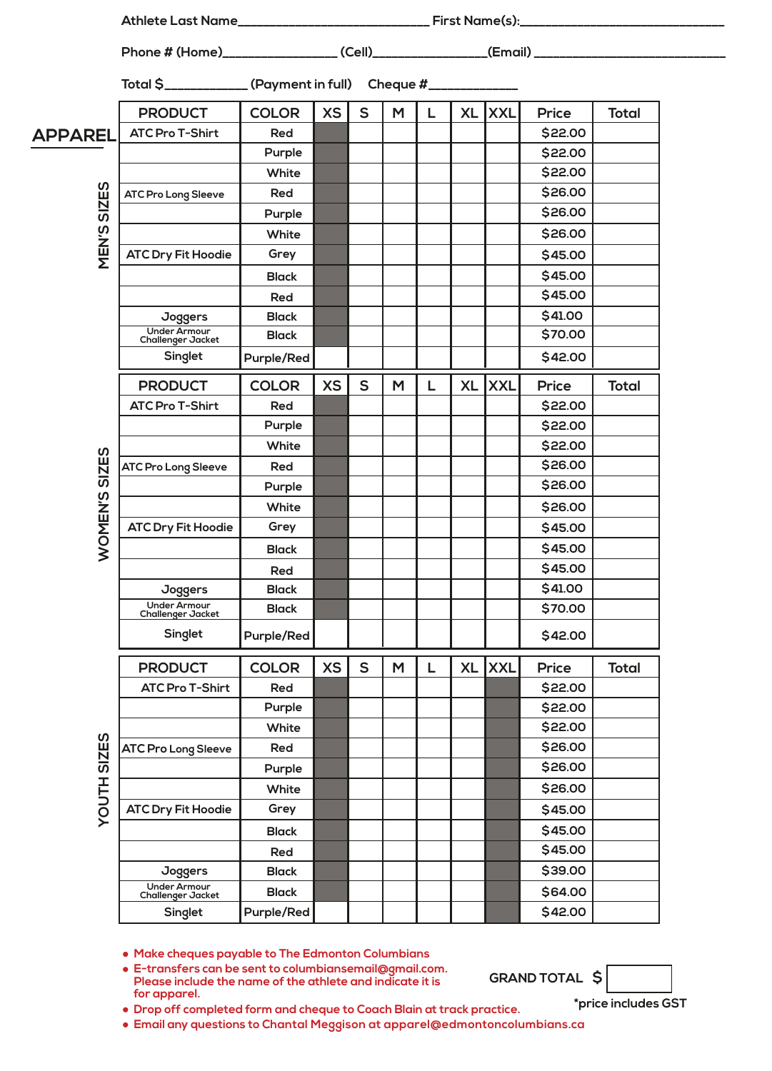Athlete Last Name______________________________ First Name(s):______________________________

Phone # (Home)__________________ (Cell)__________________(Email) ______________________________

Total $_____________ (Payment in full) Cheque #______________

## APPAREL

### MEN'S SIZES

| PRODUCT | COLOR | XS | S | M | L | XL | XXL | Price | Total |
|---|---|---|---|---|---|---|---|---|---|
| ATC Pro T-Shirt | Red | | | | | | | $22.00 | |
| | Purple | | | | | | | $22.00 | |
| | White | | | | | | | $22.00 | |
| ATC Pro Long Sleeve | Red | | | | | | | $26.00 | |
| | Purple | | | | | | | $26.00 | |
| | White | | | | | | | $26.00 | |
| ATC Dry Fit Hoodie | Grey | | | | | | | $45.00 | |
| | Black | | | | | | | $45.00 | |
| | Red | | | | | | | $45.00 | |
| Joggers | Black | | | | | | | $41.00 | |
| Under Armour Challenger Jacket | Black | | | | | | | $70.00 | |
| Singlet | Purple/Red | | | | | | | $42.00 | |

### WOMEN'S SIZES

| PRODUCT | COLOR | XS | S | M | L | XL | XXL | Price | Total |
|---|---|---|---|---|---|---|---|---|---|
| ATC Pro T-Shirt | Red | | | | | | | $22.00 | |
| | Purple | | | | | | | $22.00 | |
| | White | | | | | | | $22.00 | |
| ATC Pro Long Sleeve | Red | | | | | | | $26.00 | |
| | Purple | | | | | | | $26.00 | |
| | White | | | | | | | $26.00 | |
| ATC Dry Fit Hoodie | Grey | | | | | | | $45.00 | |
| | Black | | | | | | | $45.00 | |
| | Red | | | | | | | $45.00 | |
| Joggers | Black | | | | | | | $41.00 | |
| Under Armour Challenger Jacket | Black | | | | | | | $70.00 | |
| Singlet | Purple/Red | | | | | | | $42.00 | |

### YOUTH SIZES

| PRODUCT | COLOR | XS | S | M | L | XL | XXL | Price | Total |
|---|---|---|---|---|---|---|---|---|---|
| ATC Pro T-Shirt | Red | | | | | | | $22.00 | |
| | Purple | | | | | | | $22.00 | |
| | White | | | | | | | $22.00 | |
| ATC Pro Long Sleeve | Red | | | | | | | $26.00 | |
| | Purple | | | | | | | $26.00 | |
| | White | | | | | | | $26.00 | |
| ATC Dry Fit Hoodie | Grey | | | | | | | $45.00 | |
| | Black | | | | | | | $45.00 | |
| | Red | | | | | | | $45.00 | |
| Joggers | Black | | | | | | | $39.00 | |
| Under Armour Challenger Jacket | Black | | | | | | | $64.00 | |
| Singlet | Purple/Red | | | | | | | $42.00 | |

- Make cheques payable to The Edmonton Columbians
- E-transfers can be sent to columbiansemail@gmail.com. Please include the name of the athlete and indicate it is for apparel.
- Drop off completed form and cheque to Coach Blain at track practice.
- Email any questions to Chantal Meggison at apparel@edmontoncolumbians.ca

**GRAND TOTAL $** __________

*price includes GST